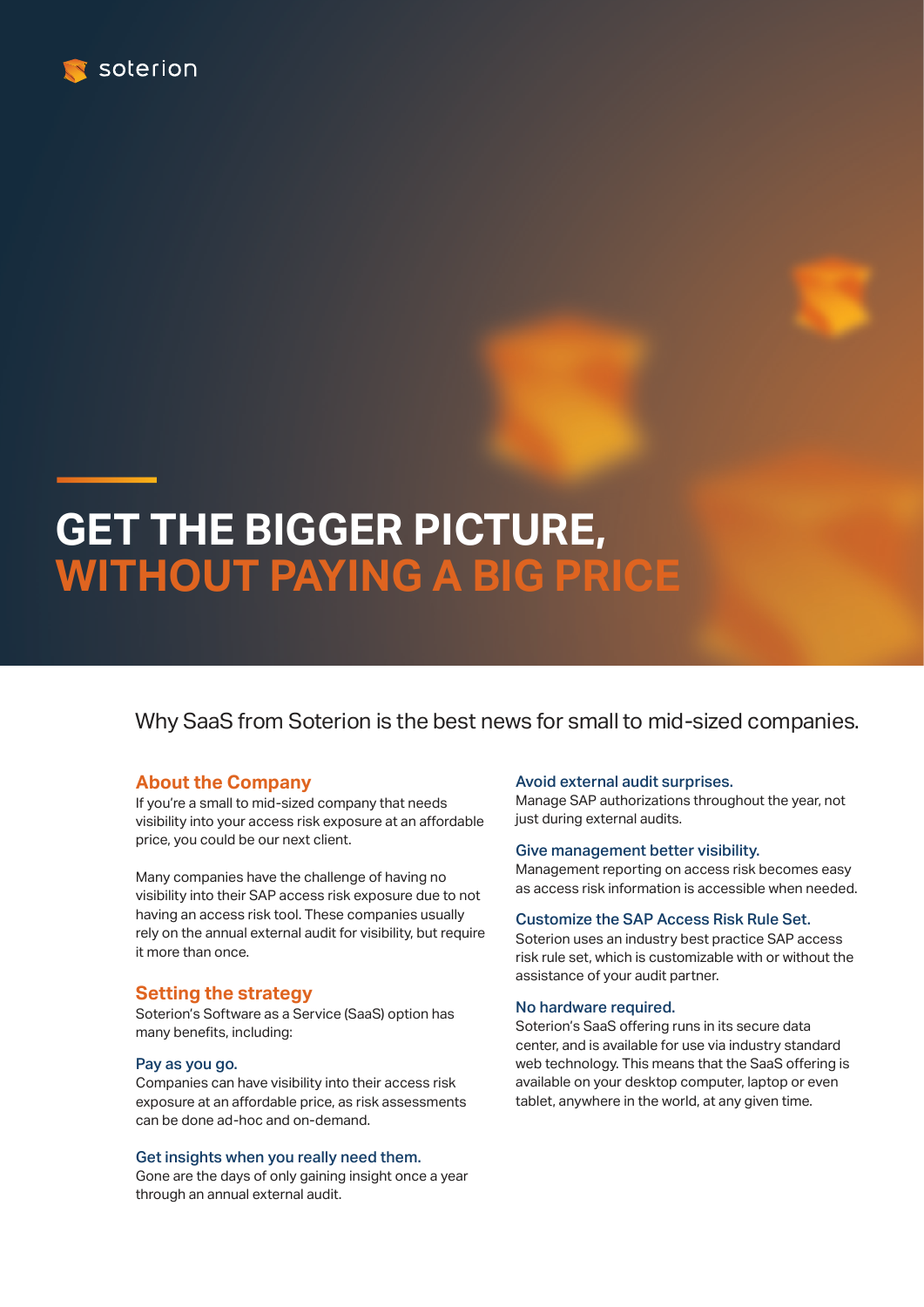soterion

# GET THE BIGGER PICTURE, WITHOUT PAYING A BIG PRICE

Why SaaS from Soterion is the best news for small to mid-sized companies.

## About the Company

If you're a small to mid-sized company that needs visibility into your access risk exposure at an affordable price, you could be our next client.

Many companies have the challenge of having no visibility into their SAP access risk exposure due to not having an access risk tool. These companies usually rely on the annual external audit for visibility, but require it more than once.

## Setting the strategy

Soterion's Software as a Service (SaaS) option has many benefits, including:

### Pay as you go.

Companies can have visibility into their access risk exposure at an affordable price, as risk assessments can be done ad-hoc and on-demand.

### Get insights when you really need them.

Gone are the days of only gaining insight once a year through an annual external audit.

### Avoid external audit surprises.

Manage SAP authorizations throughout the year, not just during external audits.

### Give management better visibility.

Management reporting on access risk becomes easy as access risk information is accessible when needed.

### Customize the SAP Access Risk Rule Set.

Soterion uses an industry best practice SAP access risk rule set, which is customizable with or without the assistance of your audit partner.

### No hardware required.

Soterion's SaaS offering runs in its secure data center, and is available for use via industry standard web technology. This means that the SaaS offering is available on your desktop computer, laptop or even tablet, anywhere in the world, at any given time.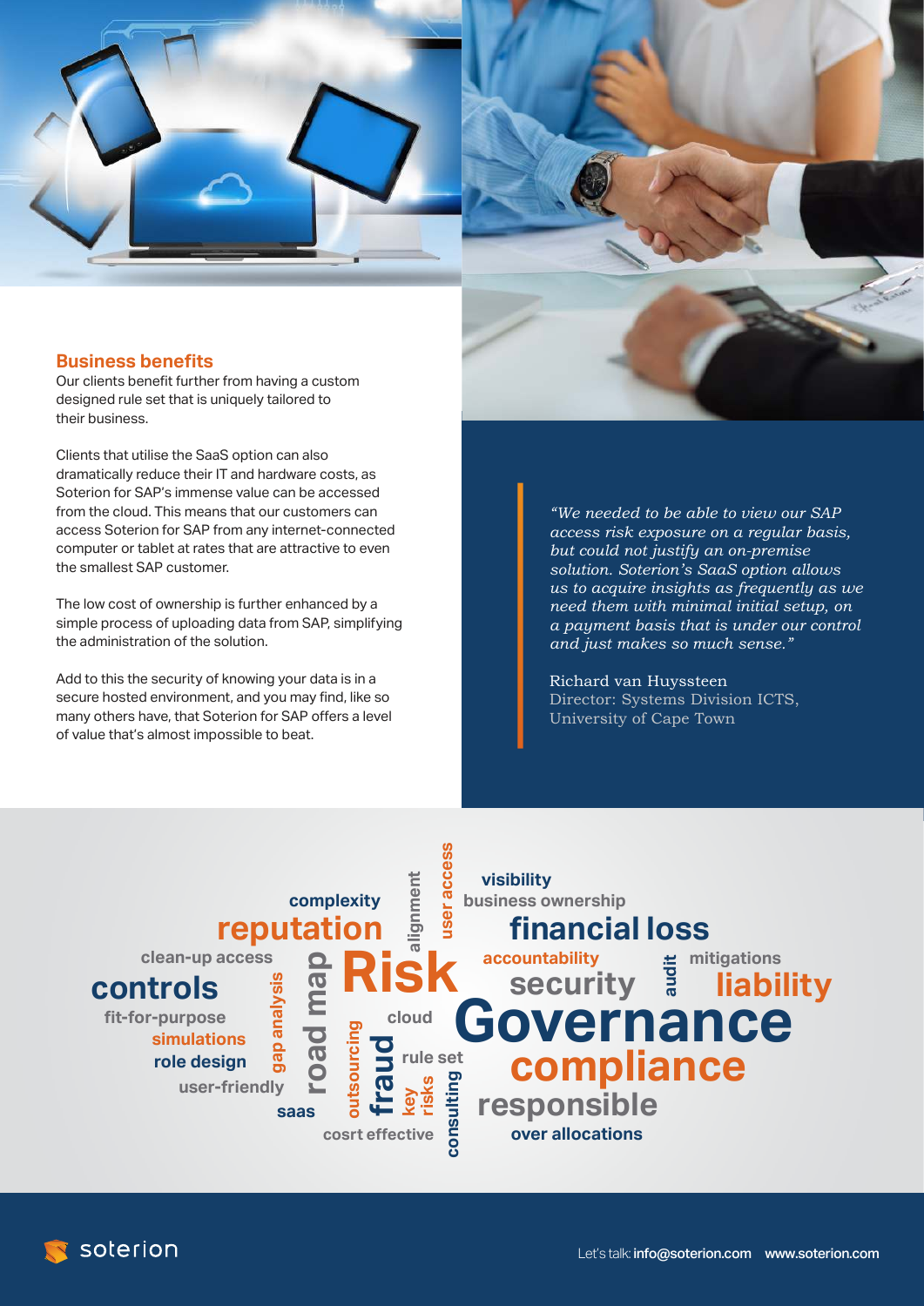## Business benefits

Our clients benefit further from having a custom designed rule set that is uniquely tailored to their business.

Clients that utilise the SaaS option can also dramatically reduce their IT and hardware costs, as Soterion for SAP's immense value can be accessed from the cloud. This means that our customers can access Soterion for SAP from any internet-connected computer or tablet at rates that are attractive to even the smallest SAP customer.

The low cost of ownership is further enhanced by a simple process of uploading data from SAP, simplifying the administration of the solution.

Add to this the security of knowing your data is in a secure hosted environment, and you may find, like so many others have, that Soterion for SAP offers a level of value that's almost impossible to beat.

> *"We needed to be able to view our SAP access risk exposure on a regular basis, but could not justify an on-premise solution. Soterion's SaaS option allows us to acquire insights as frequently as we need them with minimal initial setup, on a payment basis that is under our control and just makes so much sense."*
>
> Richard van Huyssteen
> Director: Systems Division ICTS,
> University of Cape Town

complexity
reputation
alignment
user access
visibility
business ownership
financial loss
clean-up access
Risk
accountability
audit
mitigations
controls
gap analysis
road map
security
liability
fit-for-purpose
cloud
Governance
simulations
outsourcing
role design
fraud
rule set
compliance
user-friendly
key risks
consulting
responsible
saas
cosrt effective
over allocations

soterion

Let's talk: **info@soterion.com** **www.soterion.com**